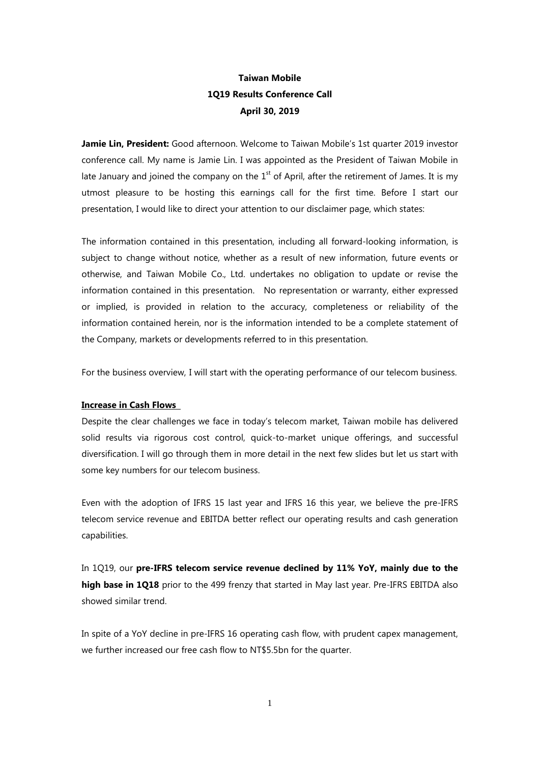**Taiwan Mobile**
**1Q19 Results Conference Call**
**April 30, 2019**

**Jamie Lin, President:** Good afternoon. Welcome to Taiwan Mobile's 1st quarter 2019 investor conference call. My name is Jamie Lin. I was appointed as the President of Taiwan Mobile in late January and joined the company on the 1st of April, after the retirement of James. It is my utmost pleasure to be hosting this earnings call for the first time. Before I start our presentation, I would like to direct your attention to our disclaimer page, which states:

The information contained in this presentation, including all forward-looking information, is subject to change without notice, whether as a result of new information, future events or otherwise, and Taiwan Mobile Co., Ltd. undertakes no obligation to update or revise the information contained in this presentation. No representation or warranty, either expressed or implied, is provided in relation to the accuracy, completeness or reliability of the information contained herein, nor is the information intended to be a complete statement of the Company, markets or developments referred to in this presentation.

For the business overview, I will start with the operating performance of our telecom business.

**Increase in Cash Flows**

Despite the clear challenges we face in today's telecom market, Taiwan mobile has delivered solid results via rigorous cost control, quick-to-market unique offerings, and successful diversification. I will go through them in more detail in the next few slides but let us start with some key numbers for our telecom business.

Even with the adoption of IFRS 15 last year and IFRS 16 this year, we believe the pre-IFRS telecom service revenue and EBITDA better reflect our operating results and cash generation capabilities.

In 1Q19, our **pre-IFRS telecom service revenue declined by 11% YoY, mainly due to the high base in 1Q18** prior to the 499 frenzy that started in May last year. Pre-IFRS EBITDA also showed similar trend.

In spite of a YoY decline in pre-IFRS 16 operating cash flow, with prudent capex management, we further increased our free cash flow to NT$5.5bn for the quarter.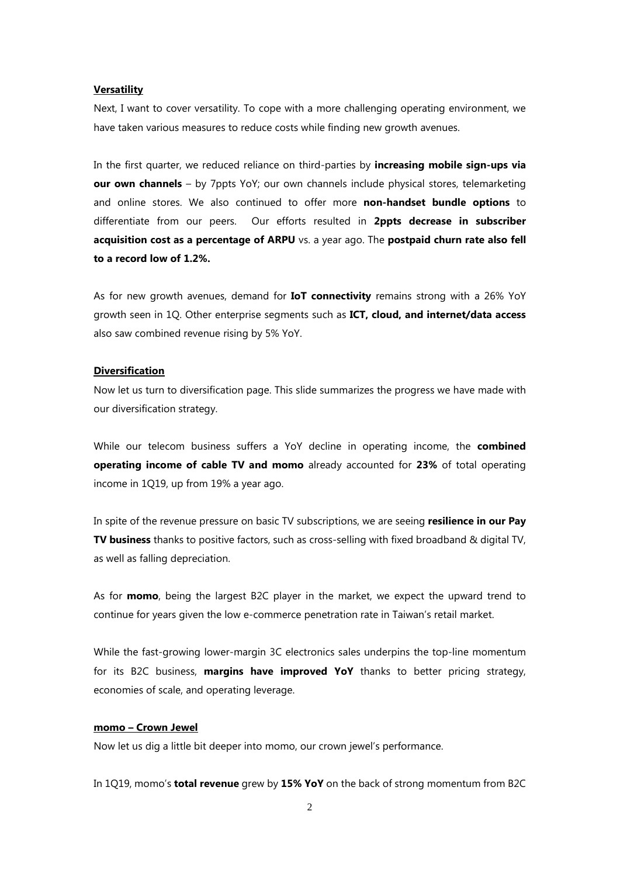**Versatility**

Next, I want to cover versatility. To cope with a more challenging operating environment, we have taken various measures to reduce costs while finding new growth avenues.

In the first quarter, we reduced reliance on third-parties by **increasing mobile sign-ups via our own channels** – by 7ppts YoY; our own channels include physical stores, telemarketing and online stores. We also continued to offer more **non-handset bundle options** to differentiate from our peers. Our efforts resulted in **2ppts decrease in subscriber acquisition cost as a percentage of ARPU** vs. a year ago. The **postpaid churn rate also fell to a record low of 1.2%.**

As for new growth avenues, demand for **IoT connectivity** remains strong with a 26% YoY growth seen in 1Q. Other enterprise segments such as **ICT, cloud, and internet/data access** also saw combined revenue rising by 5% YoY.

**Diversification**

Now let us turn to diversification page. This slide summarizes the progress we have made with our diversification strategy.

While our telecom business suffers a YoY decline in operating income, the **combined operating income of cable TV and momo** already accounted for **23%** of total operating income in 1Q19, up from 19% a year ago.

In spite of the revenue pressure on basic TV subscriptions, we are seeing **resilience in our Pay TV business** thanks to positive factors, such as cross-selling with fixed broadband & digital TV, as well as falling depreciation.

As for **momo**, being the largest B2C player in the market, we expect the upward trend to continue for years given the low e-commerce penetration rate in Taiwan's retail market.

While the fast-growing lower-margin 3C electronics sales underpins the top-line momentum for its B2C business, **margins have improved YoY** thanks to better pricing strategy, economies of scale, and operating leverage.

**momo – Crown Jewel**

Now let us dig a little bit deeper into momo, our crown jewel's performance.

In 1Q19, momo's **total revenue** grew by **15% YoY** on the back of strong momentum from B2C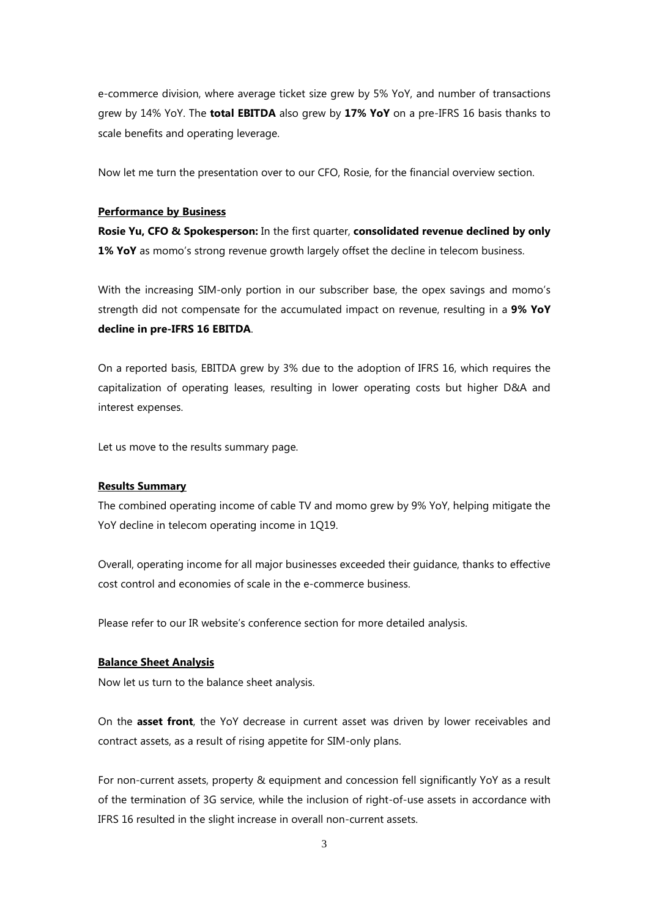e-commerce division, where average ticket size grew by 5% YoY, and number of transactions grew by 14% YoY. The **total EBITDA** also grew by **17% YoY** on a pre-IFRS 16 basis thanks to scale benefits and operating leverage.

Now let me turn the presentation over to our CFO, Rosie, for the financial overview section.

**Performance by Business**

**Rosie Yu, CFO & Spokesperson:** In the first quarter, **consolidated revenue declined by only 1% YoY** as momo's strong revenue growth largely offset the decline in telecom business.

With the increasing SIM-only portion in our subscriber base, the opex savings and momo's strength did not compensate for the accumulated impact on revenue, resulting in a **9% YoY decline in pre-IFRS 16 EBITDA**.

On a reported basis, EBITDA grew by 3% due to the adoption of IFRS 16, which requires the capitalization of operating leases, resulting in lower operating costs but higher D&A and interest expenses.

Let us move to the results summary page.

**Results Summary**

The combined operating income of cable TV and momo grew by 9% YoY, helping mitigate the YoY decline in telecom operating income in 1Q19.

Overall, operating income for all major businesses exceeded their guidance, thanks to effective cost control and economies of scale in the e-commerce business.

Please refer to our IR website's conference section for more detailed analysis.

**Balance Sheet Analysis**

Now let us turn to the balance sheet analysis.

On the **asset front**, the YoY decrease in current asset was driven by lower receivables and contract assets, as a result of rising appetite for SIM-only plans.

For non-current assets, property & equipment and concession fell significantly YoY as a result of the termination of 3G service, while the inclusion of right-of-use assets in accordance with IFRS 16 resulted in the slight increase in overall non-current assets.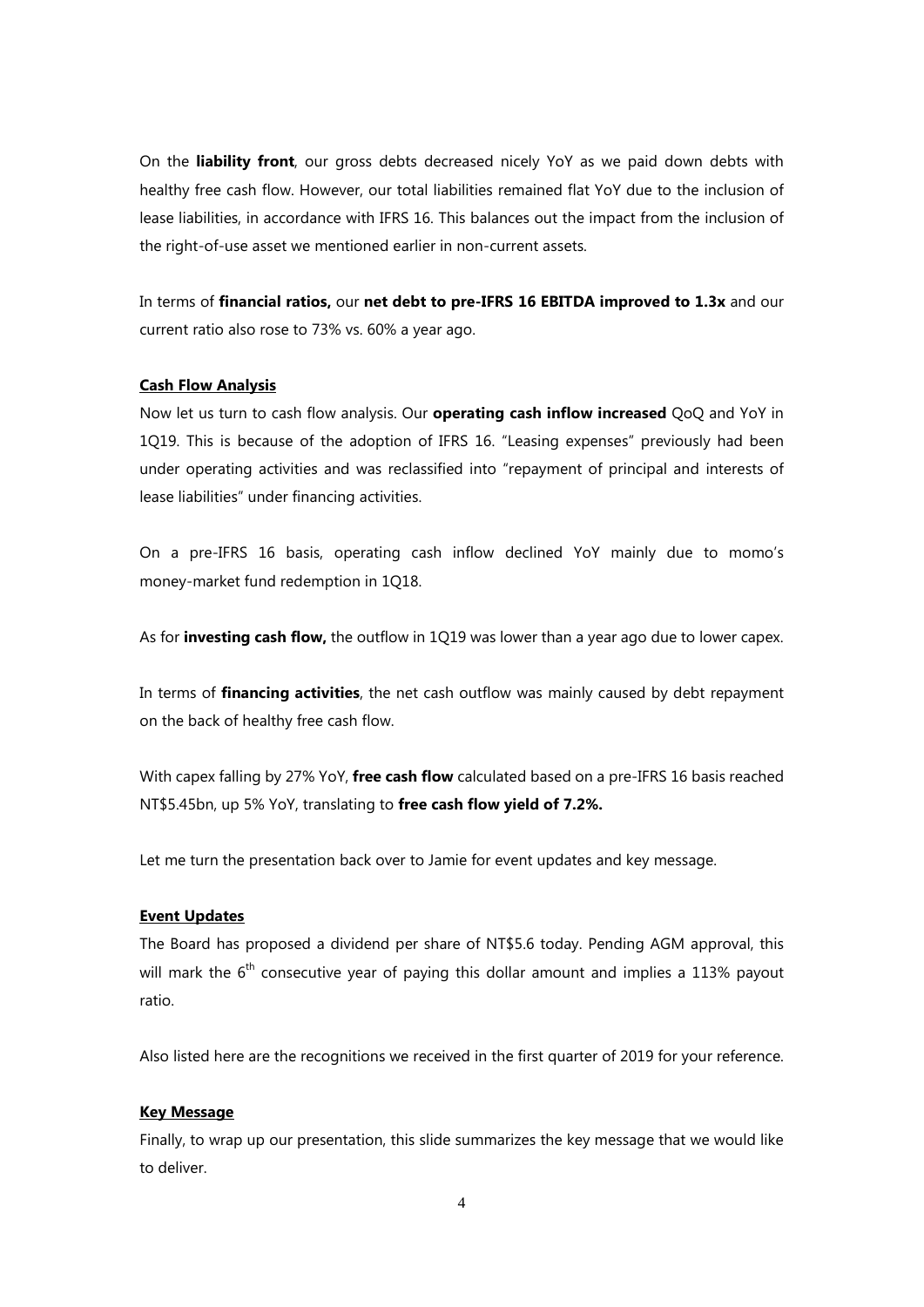On the **liability front**, our gross debts decreased nicely YoY as we paid down debts with healthy free cash flow. However, our total liabilities remained flat YoY due to the inclusion of lease liabilities, in accordance with IFRS 16. This balances out the impact from the inclusion of the right-of-use asset we mentioned earlier in non-current assets.

In terms of **financial ratios,** our **net debt to pre-IFRS 16 EBITDA improved to 1.3x** and our current ratio also rose to 73% vs. 60% a year ago.

**Cash Flow Analysis**

Now let us turn to cash flow analysis. Our **operating cash inflow increased** QoQ and YoY in 1Q19. This is because of the adoption of IFRS 16. "Leasing expenses" previously had been under operating activities and was reclassified into "repayment of principal and interests of lease liabilities" under financing activities.

On a pre-IFRS 16 basis, operating cash inflow declined YoY mainly due to momo's money-market fund redemption in 1Q18.

As for **investing cash flow,** the outflow in 1Q19 was lower than a year ago due to lower capex.

In terms of **financing activities**, the net cash outflow was mainly caused by debt repayment on the back of healthy free cash flow.

With capex falling by 27% YoY, **free cash flow** calculated based on a pre-IFRS 16 basis reached NT$5.45bn, up 5% YoY, translating to **free cash flow yield of 7.2%.**

Let me turn the presentation back over to Jamie for event updates and key message.

**Event Updates**

The Board has proposed a dividend per share of NT$5.6 today. Pending AGM approval, this will mark the 6th consecutive year of paying this dollar amount and implies a 113% payout ratio.

Also listed here are the recognitions we received in the first quarter of 2019 for your reference.

**Key Message**

Finally, to wrap up our presentation, this slide summarizes the key message that we would like to deliver.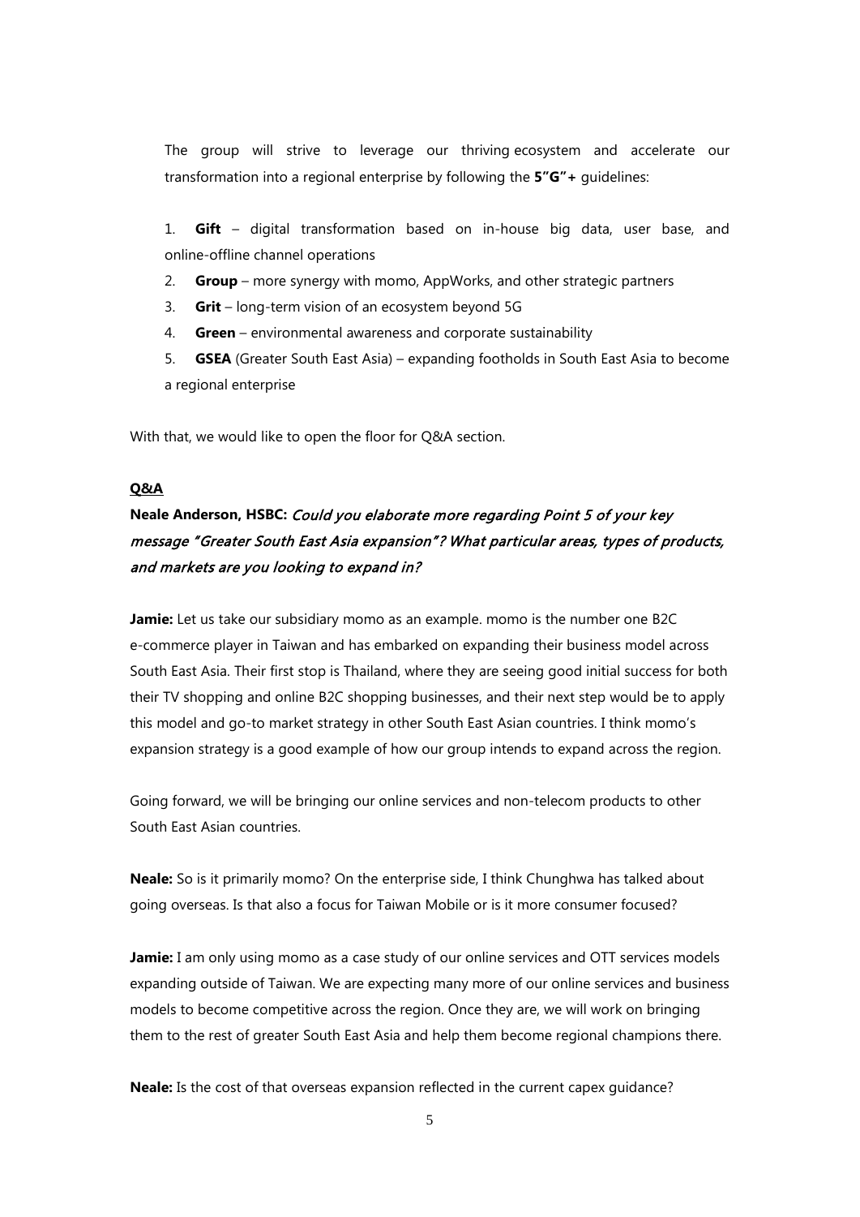The group will strive to leverage our thriving ecosystem and accelerate our transformation into a regional enterprise by following the **5"G"+** guidelines:

1. **Gift** – digital transformation based on in-house big data, user base, and online-offline channel operations
2. **Group** – more synergy with momo, AppWorks, and other strategic partners
3. **Grit** – long-term vision of an ecosystem beyond 5G
4. **Green** – environmental awareness and corporate sustainability
5. **GSEA** (Greater South East Asia) – expanding footholds in South East Asia to become a regional enterprise

With that, we would like to open the floor for Q&A section.

**Q&A**

**Neale Anderson, HSBC:** ***Could you elaborate more regarding Point 5 of your key message "Greater South East Asia expansion"? What particular areas, types of products, and markets are you looking to expand in?***

**Jamie:** Let us take our subsidiary momo as an example. momo is the number one B2C e-commerce player in Taiwan and has embarked on expanding their business model across South East Asia. Their first stop is Thailand, where they are seeing good initial success for both their TV shopping and online B2C shopping businesses, and their next step would be to apply this model and go-to market strategy in other South East Asian countries. I think momo's expansion strategy is a good example of how our group intends to expand across the region.

Going forward, we will be bringing our online services and non-telecom products to other South East Asian countries.

**Neale:** So is it primarily momo? On the enterprise side, I think Chunghwa has talked about going overseas. Is that also a focus for Taiwan Mobile or is it more consumer focused?

**Jamie:** I am only using momo as a case study of our online services and OTT services models expanding outside of Taiwan. We are expecting many more of our online services and business models to become competitive across the region. Once they are, we will work on bringing them to the rest of greater South East Asia and help them become regional champions there.

**Neale:** Is the cost of that overseas expansion reflected in the current capex guidance?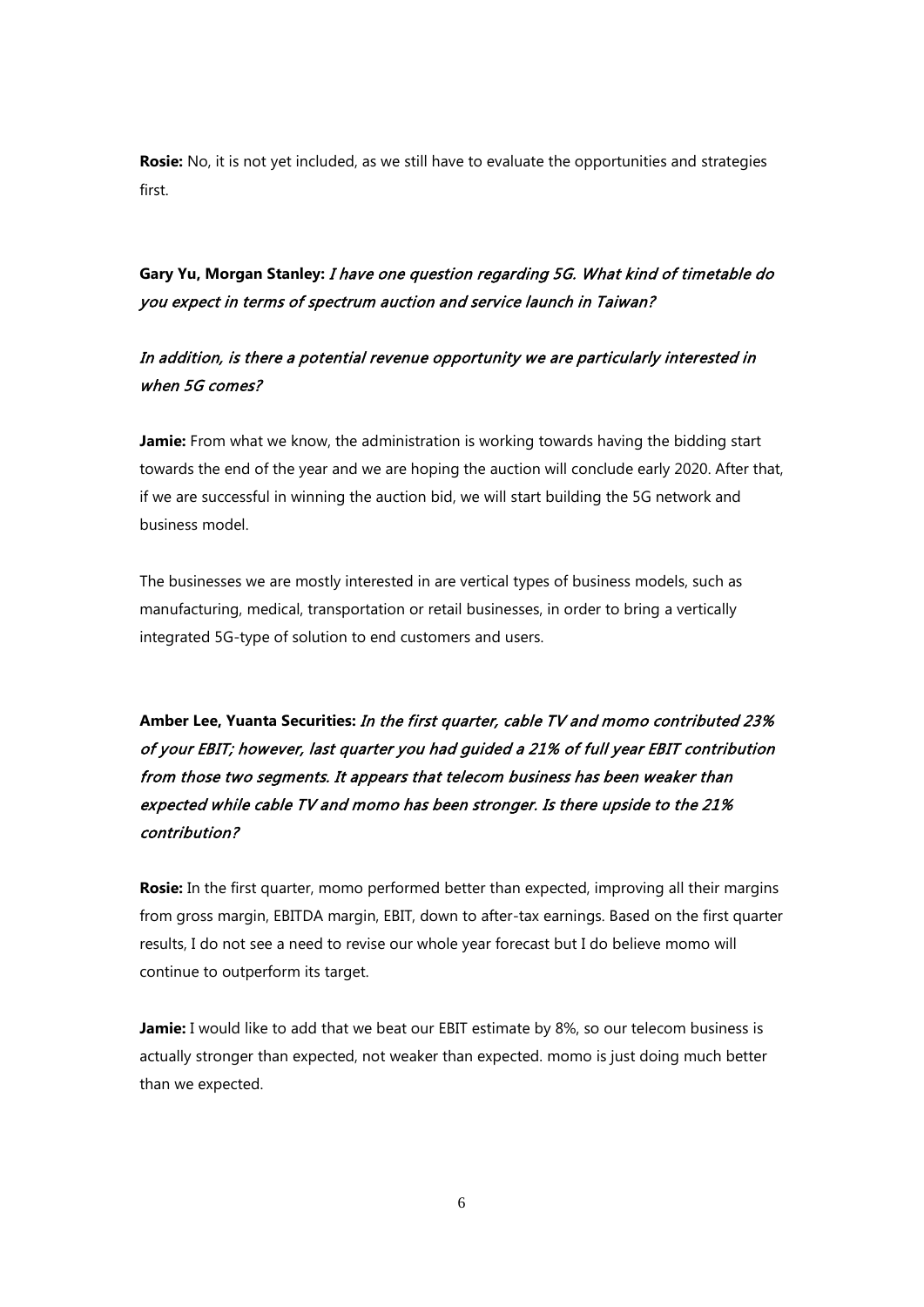**Rosie:** No, it is not yet included, as we still have to evaluate the opportunities and strategies first.

**Gary Yu, Morgan Stanley:** *I have one question regarding 5G. What kind of timetable do you expect in terms of spectrum auction and service launch in Taiwan?*

*In addition, is there a potential revenue opportunity we are particularly interested in when 5G comes?*

**Jamie:** From what we know, the administration is working towards having the bidding start towards the end of the year and we are hoping the auction will conclude early 2020. After that, if we are successful in winning the auction bid, we will start building the 5G network and business model.

The businesses we are mostly interested in are vertical types of business models, such as manufacturing, medical, transportation or retail businesses, in order to bring a vertically integrated 5G-type of solution to end customers and users.

**Amber Lee, Yuanta Securities:** *In the first quarter, cable TV and momo contributed 23% of your EBIT; however, last quarter you had guided a 21% of full year EBIT contribution from those two segments. It appears that telecom business has been weaker than expected while cable TV and momo has been stronger. Is there upside to the 21% contribution?*

**Rosie:** In the first quarter, momo performed better than expected, improving all their margins from gross margin, EBITDA margin, EBIT, down to after-tax earnings. Based on the first quarter results, I do not see a need to revise our whole year forecast but I do believe momo will continue to outperform its target.

**Jamie:** I would like to add that we beat our EBIT estimate by 8%, so our telecom business is actually stronger than expected, not weaker than expected. momo is just doing much better than we expected.